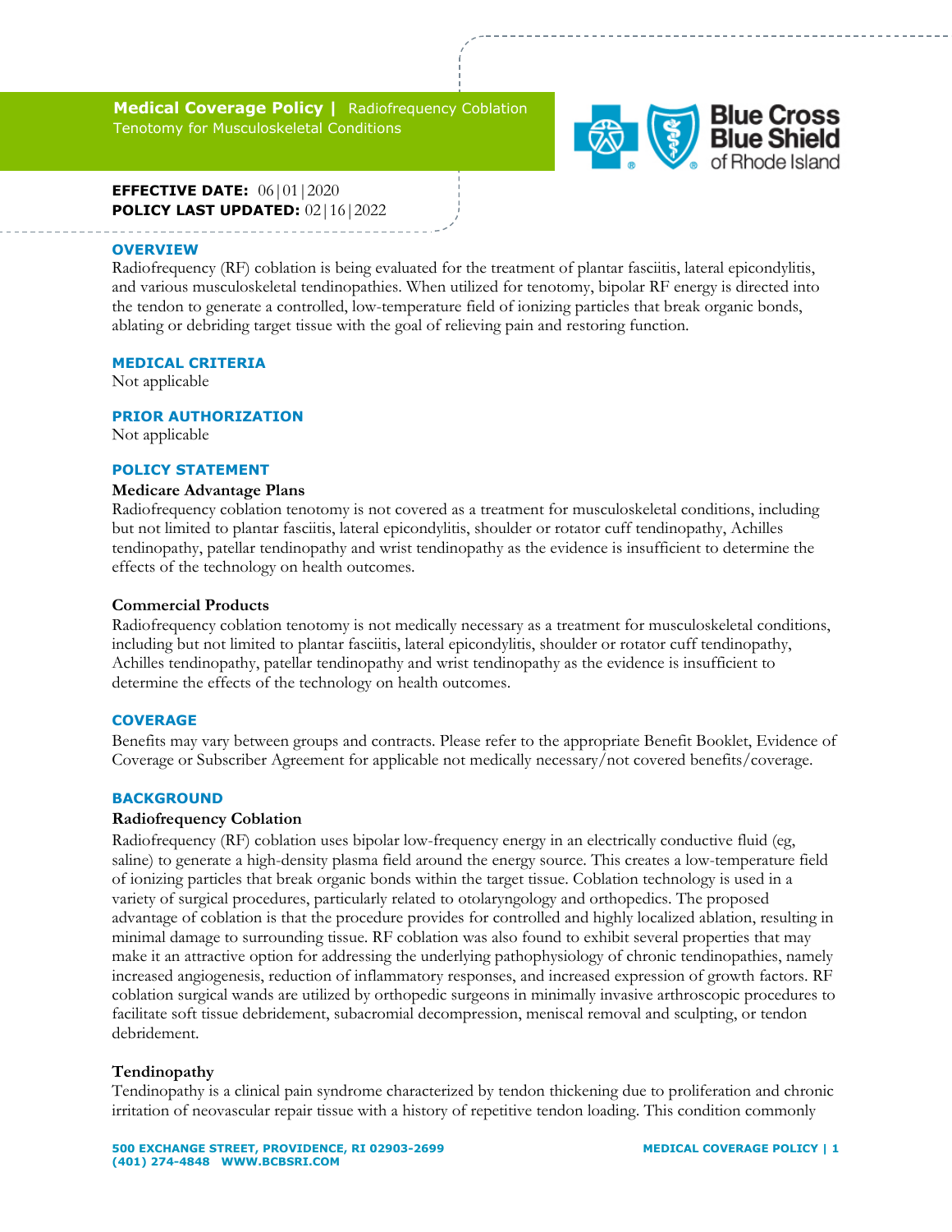**Medical Coverage Policy |** Radiofrequency Coblation Tenotomy for Musculoskeletal Conditions

**EFFECTIVE DATE:** 06|01|2020
**POLICY LAST UPDATED:** 02|16|2022

## OVERVIEW

Radiofrequency (RF) coblation is being evaluated for the treatment of plantar fasciitis, lateral epicondylitis, and various musculoskeletal tendinopathies. When utilized for tenotomy, bipolar RF energy is directed into the tendon to generate a controlled, low-temperature field of ionizing particles that break organic bonds, ablating or debriding target tissue with the goal of relieving pain and restoring function.

## MEDICAL CRITERIA

Not applicable

## PRIOR AUTHORIZATION

Not applicable

## POLICY STATEMENT

### Medicare Advantage Plans

Radiofrequency coblation tenotomy is not covered as a treatment for musculoskeletal conditions, including but not limited to plantar fasciitis, lateral epicondylitis, shoulder or rotator cuff tendinopathy, Achilles tendinopathy, patellar tendinopathy and wrist tendinopathy as the evidence is insufficient to determine the effects of the technology on health outcomes.

### Commercial Products

Radiofrequency coblation tenotomy is not medically necessary as a treatment for musculoskeletal conditions, including but not limited to plantar fasciitis, lateral epicondylitis, shoulder or rotator cuff tendinopathy, Achilles tendinopathy, patellar tendinopathy and wrist tendinopathy as the evidence is insufficient to determine the effects of the technology on health outcomes.

## COVERAGE

Benefits may vary between groups and contracts. Please refer to the appropriate Benefit Booklet, Evidence of Coverage or Subscriber Agreement for applicable not medically necessary/not covered benefits/coverage.

## BACKGROUND

### Radiofrequency Coblation

Radiofrequency (RF) coblation uses bipolar low-frequency energy in an electrically conductive fluid (eg, saline) to generate a high-density plasma field around the energy source. This creates a low-temperature field of ionizing particles that break organic bonds within the target tissue. Coblation technology is used in a variety of surgical procedures, particularly related to otolaryngology and orthopedics. The proposed advantage of coblation is that the procedure provides for controlled and highly localized ablation, resulting in minimal damage to surrounding tissue. RF coblation was also found to exhibit several properties that may make it an attractive option for addressing the underlying pathophysiology of chronic tendinopathies, namely increased angiogenesis, reduction of inflammatory responses, and increased expression of growth factors. RF coblation surgical wands are utilized by orthopedic surgeons in minimally invasive arthroscopic procedures to facilitate soft tissue debridement, subacromial decompression, meniscal removal and sculpting, or tendon debridement.

### Tendinopathy

Tendinopathy is a clinical pain syndrome characterized by tendon thickening due to proliferation and chronic irritation of neovascular repair tissue with a history of repetitive tendon loading. This condition commonly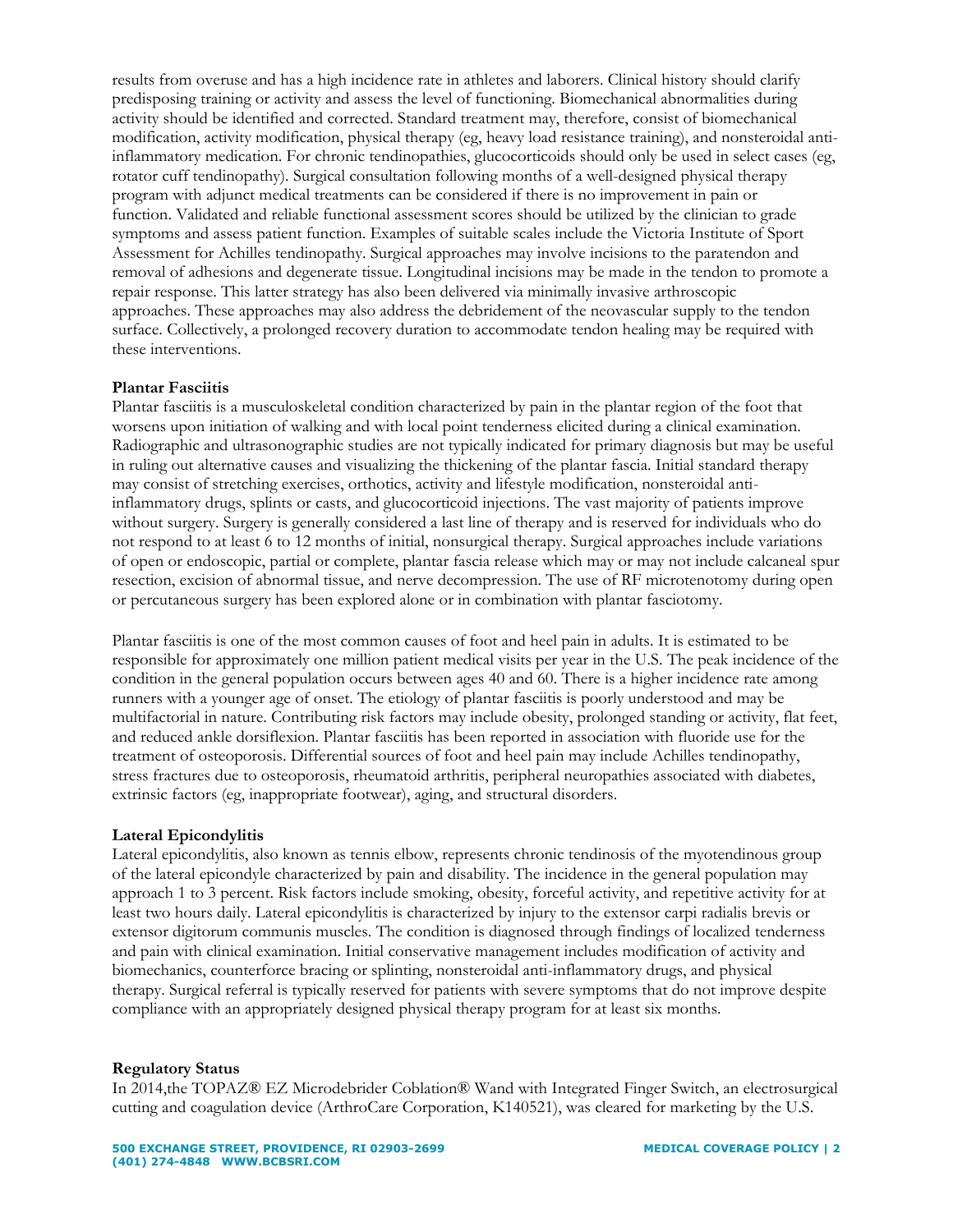results from overuse and has a high incidence rate in athletes and laborers. Clinical history should clarify predisposing training or activity and assess the level of functioning. Biomechanical abnormalities during activity should be identified and corrected. Standard treatment may, therefore, consist of biomechanical modification, activity modification, physical therapy (eg, heavy load resistance training), and nonsteroidal anti-inflammatory medication. For chronic tendinopathies, glucocorticoids should only be used in select cases (eg, rotator cuff tendinopathy). Surgical consultation following months of a well-designed physical therapy program with adjunct medical treatments can be considered if there is no improvement in pain or function. Validated and reliable functional assessment scores should be utilized by the clinician to grade symptoms and assess patient function. Examples of suitable scales include the Victoria Institute of Sport Assessment for Achilles tendinopathy. Surgical approaches may involve incisions to the paratendon and removal of adhesions and degenerate tissue. Longitudinal incisions may be made in the tendon to promote a repair response. This latter strategy has also been delivered via minimally invasive arthroscopic approaches. These approaches may also address the debridement of the neovascular supply to the tendon surface. Collectively, a prolonged recovery duration to accommodate tendon healing may be required with these interventions.

**Plantar Fasciitis**

Plantar fasciitis is a musculoskeletal condition characterized by pain in the plantar region of the foot that worsens upon initiation of walking and with local point tenderness elicited during a clinical examination. Radiographic and ultrasonographic studies are not typically indicated for primary diagnosis but may be useful in ruling out alternative causes and visualizing the thickening of the plantar fascia. Initial standard therapy may consist of stretching exercises, orthotics, activity and lifestyle modification, nonsteroidal anti-inflammatory drugs, splints or casts, and glucocorticoid injections. The vast majority of patients improve without surgery. Surgery is generally considered a last line of therapy and is reserved for individuals who do not respond to at least 6 to 12 months of initial, nonsurgical therapy. Surgical approaches include variations of open or endoscopic, partial or complete, plantar fascia release which may or may not include calcaneal spur resection, excision of abnormal tissue, and nerve decompression. The use of RF microtenotomy during open or percutaneous surgery has been explored alone or in combination with plantar fasciotomy.

Plantar fasciitis is one of the most common causes of foot and heel pain in adults. It is estimated to be responsible for approximately one million patient medical visits per year in the U.S. The peak incidence of the condition in the general population occurs between ages 40 and 60. There is a higher incidence rate among runners with a younger age of onset. The etiology of plantar fasciitis is poorly understood and may be multifactorial in nature. Contributing risk factors may include obesity, prolonged standing or activity, flat feet, and reduced ankle dorsiflexion. Plantar fasciitis has been reported in association with fluoride use for the treatment of osteoporosis. Differential sources of foot and heel pain may include Achilles tendinopathy, stress fractures due to osteoporosis, rheumatoid arthritis, peripheral neuropathies associated with diabetes, extrinsic factors (eg, inappropriate footwear), aging, and structural disorders.

**Lateral Epicondylitis**

Lateral epicondylitis, also known as tennis elbow, represents chronic tendinosis of the myotendinous group of the lateral epicondyle characterized by pain and disability. The incidence in the general population may approach 1 to 3 percent. Risk factors include smoking, obesity, forceful activity, and repetitive activity for at least two hours daily. Lateral epicondylitis is characterized by injury to the extensor carpi radialis brevis or extensor digitorum communis muscles. The condition is diagnosed through findings of localized tenderness and pain with clinical examination. Initial conservative management includes modification of activity and biomechanics, counterforce bracing or splinting, nonsteroidal anti-inflammatory drugs, and physical therapy. Surgical referral is typically reserved for patients with severe symptoms that do not improve despite compliance with an appropriately designed physical therapy program for at least six months.

**Regulatory Status**

In 2014,the TOPAZ® EZ Microdebrider Coblation® Wand with Integrated Finger Switch, an electrosurgical cutting and coagulation device (ArthroCare Corporation, K140521), was cleared for marketing by the U.S.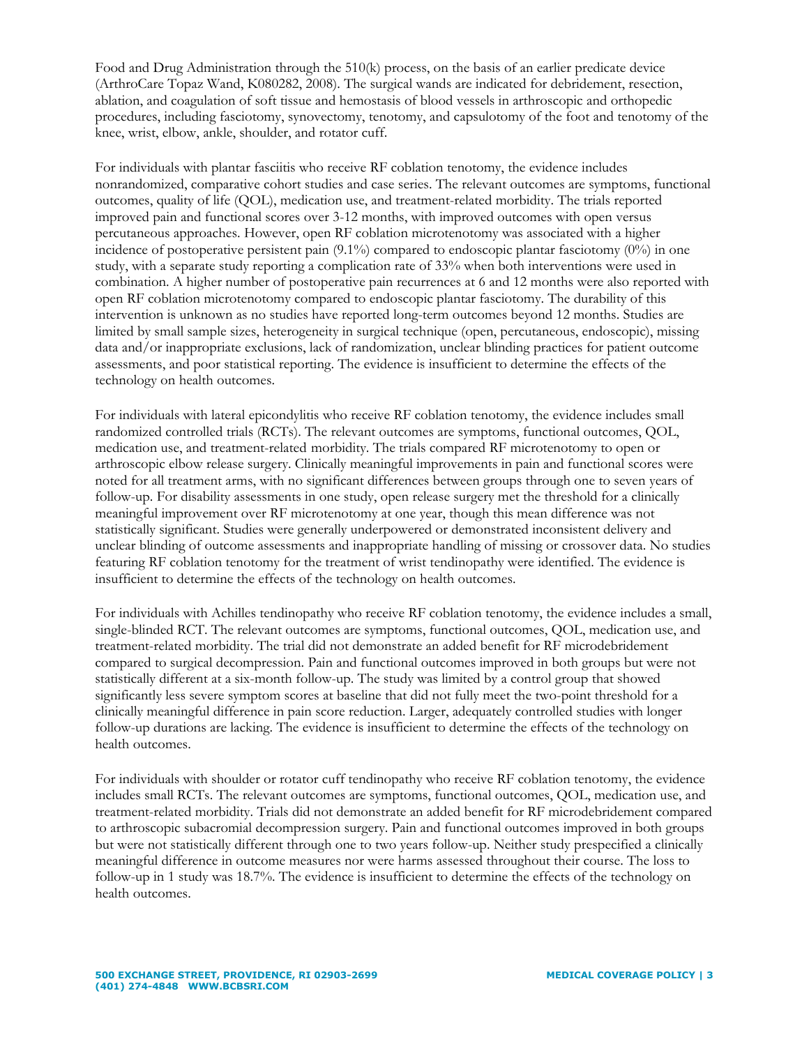Food and Drug Administration through the 510(k) process, on the basis of an earlier predicate device (ArthroCare Topaz Wand, K080282, 2008). The surgical wands are indicated for debridement, resection, ablation, and coagulation of soft tissue and hemostasis of blood vessels in arthroscopic and orthopedic procedures, including fasciotomy, synovectomy, tenotomy, and capsulotomy of the foot and tenotomy of the knee, wrist, elbow, ankle, shoulder, and rotator cuff.

For individuals with plantar fasciitis who receive RF coblation tenotomy, the evidence includes nonrandomized, comparative cohort studies and case series. The relevant outcomes are symptoms, functional outcomes, quality of life (QOL), medication use, and treatment-related morbidity. The trials reported improved pain and functional scores over 3-12 months, with improved outcomes with open versus percutaneous approaches. However, open RF coblation microtenotomy was associated with a higher incidence of postoperative persistent pain (9.1%) compared to endoscopic plantar fasciotomy (0%) in one study, with a separate study reporting a complication rate of 33% when both interventions were used in combination. A higher number of postoperative pain recurrences at 6 and 12 months were also reported with open RF coblation microtenotomy compared to endoscopic plantar fasciotomy. The durability of this intervention is unknown as no studies have reported long-term outcomes beyond 12 months. Studies are limited by small sample sizes, heterogeneity in surgical technique (open, percutaneous, endoscopic), missing data and/or inappropriate exclusions, lack of randomization, unclear blinding practices for patient outcome assessments, and poor statistical reporting. The evidence is insufficient to determine the effects of the technology on health outcomes.

For individuals with lateral epicondylitis who receive RF coblation tenotomy, the evidence includes small randomized controlled trials (RCTs). The relevant outcomes are symptoms, functional outcomes, QOL, medication use, and treatment-related morbidity. The trials compared RF microtenotomy to open or arthroscopic elbow release surgery. Clinically meaningful improvements in pain and functional scores were noted for all treatment arms, with no significant differences between groups through one to seven years of follow-up. For disability assessments in one study, open release surgery met the threshold for a clinically meaningful improvement over RF microtenotomy at one year, though this mean difference was not statistically significant. Studies were generally underpowered or demonstrated inconsistent delivery and unclear blinding of outcome assessments and inappropriate handling of missing or crossover data. No studies featuring RF coblation tenotomy for the treatment of wrist tendinopathy were identified. The evidence is insufficient to determine the effects of the technology on health outcomes.

For individuals with Achilles tendinopathy who receive RF coblation tenotomy, the evidence includes a small, single-blinded RCT. The relevant outcomes are symptoms, functional outcomes, QOL, medication use, and treatment-related morbidity. The trial did not demonstrate an added benefit for RF microdebridement compared to surgical decompression. Pain and functional outcomes improved in both groups but were not statistically different at a six-month follow-up. The study was limited by a control group that showed significantly less severe symptom scores at baseline that did not fully meet the two-point threshold for a clinically meaningful difference in pain score reduction. Larger, adequately controlled studies with longer follow-up durations are lacking. The evidence is insufficient to determine the effects of the technology on health outcomes.

For individuals with shoulder or rotator cuff tendinopathy who receive RF coblation tenotomy, the evidence includes small RCTs. The relevant outcomes are symptoms, functional outcomes, QOL, medication use, and treatment-related morbidity. Trials did not demonstrate an added benefit for RF microdebridement compared to arthroscopic subacromial decompression surgery. Pain and functional outcomes improved in both groups but were not statistically different through one to two years follow-up. Neither study prespecified a clinically meaningful difference in outcome measures nor were harms assessed throughout their course. The loss to follow-up in 1 study was 18.7%. The evidence is insufficient to determine the effects of the technology on health outcomes.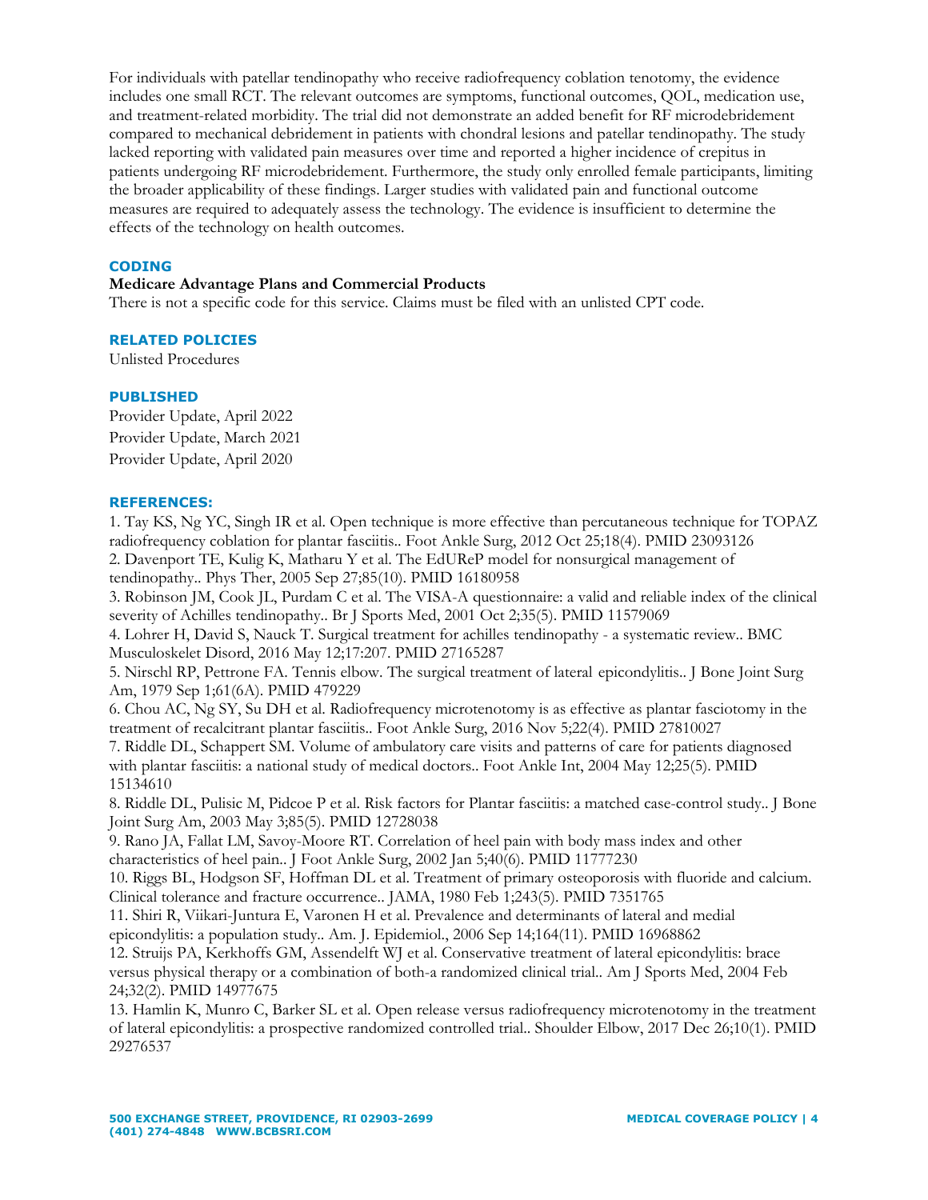For individuals with patellar tendinopathy who receive radiofrequency coblation tenotomy, the evidence includes one small RCT. The relevant outcomes are symptoms, functional outcomes, QOL, medication use, and treatment-related morbidity. The trial did not demonstrate an added benefit for RF microdebridement compared to mechanical debridement in patients with chondral lesions and patellar tendinopathy. The study lacked reporting with validated pain measures over time and reported a higher incidence of crepitus in patients undergoing RF microdebridement. Furthermore, the study only enrolled female participants, limiting the broader applicability of these findings. Larger studies with validated pain and functional outcome measures are required to adequately assess the technology. The evidence is insufficient to determine the effects of the technology on health outcomes.

## CODING

**Medicare Advantage Plans and Commercial Products**

There is not a specific code for this service. Claims must be filed with an unlisted CPT code.

## RELATED POLICIES

Unlisted Procedures

## PUBLISHED

Provider Update, April 2022

Provider Update, March 2021

Provider Update, April 2020

## REFERENCES:

1. Tay KS, Ng YC, Singh IR et al. Open technique is more effective than percutaneous technique for TOPAZ radiofrequency coblation for plantar fasciitis.. Foot Ankle Surg, 2012 Oct 25;18(4). PMID 23093126
2. Davenport TE, Kulig K, Matharu Y et al. The EdUReP model for nonsurgical management of tendinopathy.. Phys Ther, 2005 Sep 27;85(10). PMID 16180958
3. Robinson JM, Cook JL, Purdam C et al. The VISA-A questionnaire: a valid and reliable index of the clinical severity of Achilles tendinopathy.. Br J Sports Med, 2001 Oct 2;35(5). PMID 11579069
4. Lohrer H, David S, Nauck T. Surgical treatment for achilles tendinopathy - a systematic review.. BMC Musculoskelet Disord, 2016 May 12;17:207. PMID 27165287
5. Nirschl RP, Pettrone FA. Tennis elbow. The surgical treatment of lateral epicondylitis.. J Bone Joint Surg Am, 1979 Sep 1;61(6A). PMID 479229
6. Chou AC, Ng SY, Su DH et al. Radiofrequency microtenotomy is as effective as plantar fasciotomy in the treatment of recalcitrant plantar fasciitis.. Foot Ankle Surg, 2016 Nov 5;22(4). PMID 27810027
7. Riddle DL, Schappert SM. Volume of ambulatory care visits and patterns of care for patients diagnosed with plantar fasciitis: a national study of medical doctors.. Foot Ankle Int, 2004 May 12;25(5). PMID 15134610
8. Riddle DL, Pulisic M, Pidcoe P et al. Risk factors for Plantar fasciitis: a matched case-control study.. J Bone Joint Surg Am, 2003 May 3;85(5). PMID 12728038
9. Rano JA, Fallat LM, Savoy-Moore RT. Correlation of heel pain with body mass index and other characteristics of heel pain.. J Foot Ankle Surg, 2002 Jan 5;40(6). PMID 11777230
10. Riggs BL, Hodgson SF, Hoffman DL et al. Treatment of primary osteoporosis with fluoride and calcium. Clinical tolerance and fracture occurrence.. JAMA, 1980 Feb 1;243(5). PMID 7351765
11. Shiri R, Viikari-Juntura E, Varonen H et al. Prevalence and determinants of lateral and medial epicondylitis: a population study.. Am. J. Epidemiol., 2006 Sep 14;164(11). PMID 16968862
12. Struijs PA, Kerkhoffs GM, Assendelft WJ et al. Conservative treatment of lateral epicondylitis: brace versus physical therapy or a combination of both-a randomized clinical trial.. Am J Sports Med, 2004 Feb 24;32(2). PMID 14977675
13. Hamlin K, Munro C, Barker SL et al. Open release versus radiofrequency microtenotomy in the treatment of lateral epicondylitis: a prospective randomized controlled trial.. Shoulder Elbow, 2017 Dec 26;10(1). PMID 29276537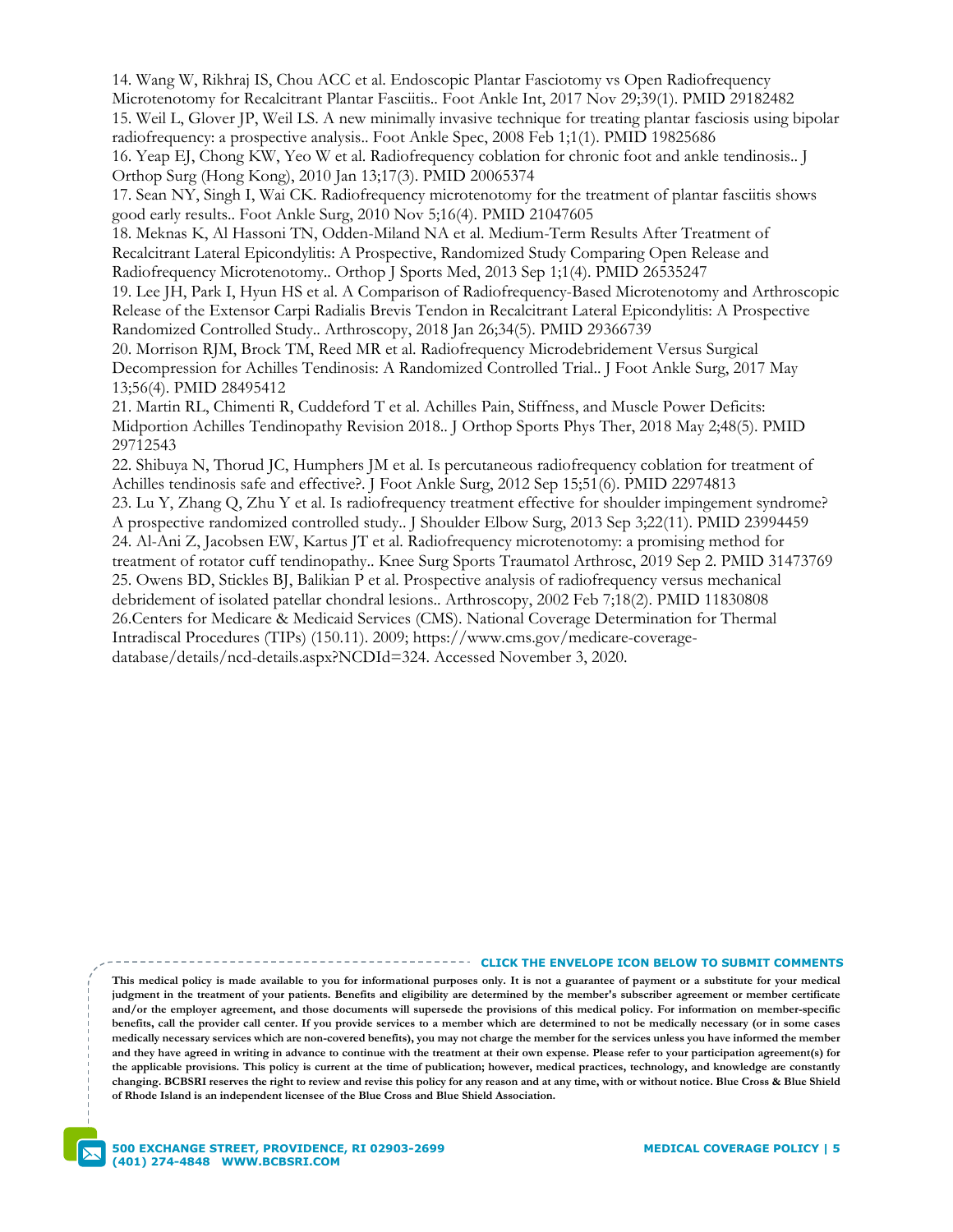14. Wang W, Rikhraj IS, Chou ACC et al. Endoscopic Plantar Fasciotomy vs Open Radiofrequency Microtenotomy for Recalcitrant Plantar Fasciitis.. Foot Ankle Int, 2017 Nov 29;39(1). PMID 29182482
15. Weil L, Glover JP, Weil LS. A new minimally invasive technique for treating plantar fasciosis using bipolar radiofrequency: a prospective analysis.. Foot Ankle Spec, 2008 Feb 1;1(1). PMID 19825686
16. Yeap EJ, Chong KW, Yeo W et al. Radiofrequency coblation for chronic foot and ankle tendinosis.. J Orthop Surg (Hong Kong), 2010 Jan 13;17(3). PMID 20065374
17. Sean NY, Singh I, Wai CK. Radiofrequency microtenotomy for the treatment of plantar fasciitis shows good early results.. Foot Ankle Surg, 2010 Nov 5;16(4). PMID 21047605
18. Meknas K, Al Hassoni TN, Odden-Miland NA et al. Medium-Term Results After Treatment of Recalcitrant Lateral Epicondylitis: A Prospective, Randomized Study Comparing Open Release and Radiofrequency Microtenotomy.. Orthop J Sports Med, 2013 Sep 1;1(4). PMID 26535247
19. Lee JH, Park I, Hyun HS et al. A Comparison of Radiofrequency-Based Microtenotomy and Arthroscopic Release of the Extensor Carpi Radialis Brevis Tendon in Recalcitrant Lateral Epicondylitis: A Prospective Randomized Controlled Study.. Arthroscopy, 2018 Jan 26;34(5). PMID 29366739
20. Morrison RJM, Brock TM, Reed MR et al. Radiofrequency Microdebridement Versus Surgical Decompression for Achilles Tendinosis: A Randomized Controlled Trial.. J Foot Ankle Surg, 2017 May 13;56(4). PMID 28495412
21. Martin RL, Chimenti R, Cuddeford T et al. Achilles Pain, Stiffness, and Muscle Power Deficits: Midportion Achilles Tendinopathy Revision 2018.. J Orthop Sports Phys Ther, 2018 May 2;48(5). PMID 29712543
22. Shibuya N, Thorud JC, Humphers JM et al. Is percutaneous radiofrequency coblation for treatment of Achilles tendinosis safe and effective?. J Foot Ankle Surg, 2012 Sep 15;51(6). PMID 22974813
23. Lu Y, Zhang Q, Zhu Y et al. Is radiofrequency treatment effective for shoulder impingement syndrome? A prospective randomized controlled study.. J Shoulder Elbow Surg, 2013 Sep 3;22(11). PMID 23994459
24. Al-Ani Z, Jacobsen EW, Kartus JT et al. Radiofrequency microtenotomy: a promising method for treatment of rotator cuff tendinopathy.. Knee Surg Sports Traumatol Arthrosc, 2019 Sep 2. PMID 31473769
25. Owens BD, Stickles BJ, Balikian P et al. Prospective analysis of radiofrequency versus mechanical debridement of isolated patellar chondral lesions.. Arthroscopy, 2002 Feb 7;18(2). PMID 11830808
26.Centers for Medicare & Medicaid Services (CMS). National Coverage Determination for Thermal Intradiscal Procedures (TIPs) (150.11). 2009; https://www.cms.gov/medicare-coverage-database/details/ncd-details.aspx?NCDId=324. Accessed November 3, 2020.

CLICK THE ENVELOPE ICON BELOW TO SUBMIT COMMENTS

**This medical policy is made available to you for informational purposes only. It is not a guarantee of payment or a substitute for your medical judgment in the treatment of your patients. Benefits and eligibility are determined by the member's subscriber agreement or member certificate and/or the employer agreement, and those documents will supersede the provisions of this medical policy. For information on member-specific benefits, call the provider call center. If you provide services to a member which are determined to not be medically necessary (or in some cases medically necessary services which are non-covered benefits), you may not charge the member for the services unless you have informed the member and they have agreed in writing in advance to continue with the treatment at their own expense. Please refer to your participation agreement(s) for the applicable provisions. This policy is current at the time of publication; however, medical practices, technology, and knowledge are constantly changing. BCBSRI reserves the right to review and revise this policy for any reason and at any time, with or without notice. Blue Cross & Blue Shield of Rhode Island is an independent licensee of the Blue Cross and Blue Shield Association.**

500 EXCHANGE STREET, PROVIDENCE, RI 02903-2699
(401) 274-4848 WWW.BCBSRI.COM